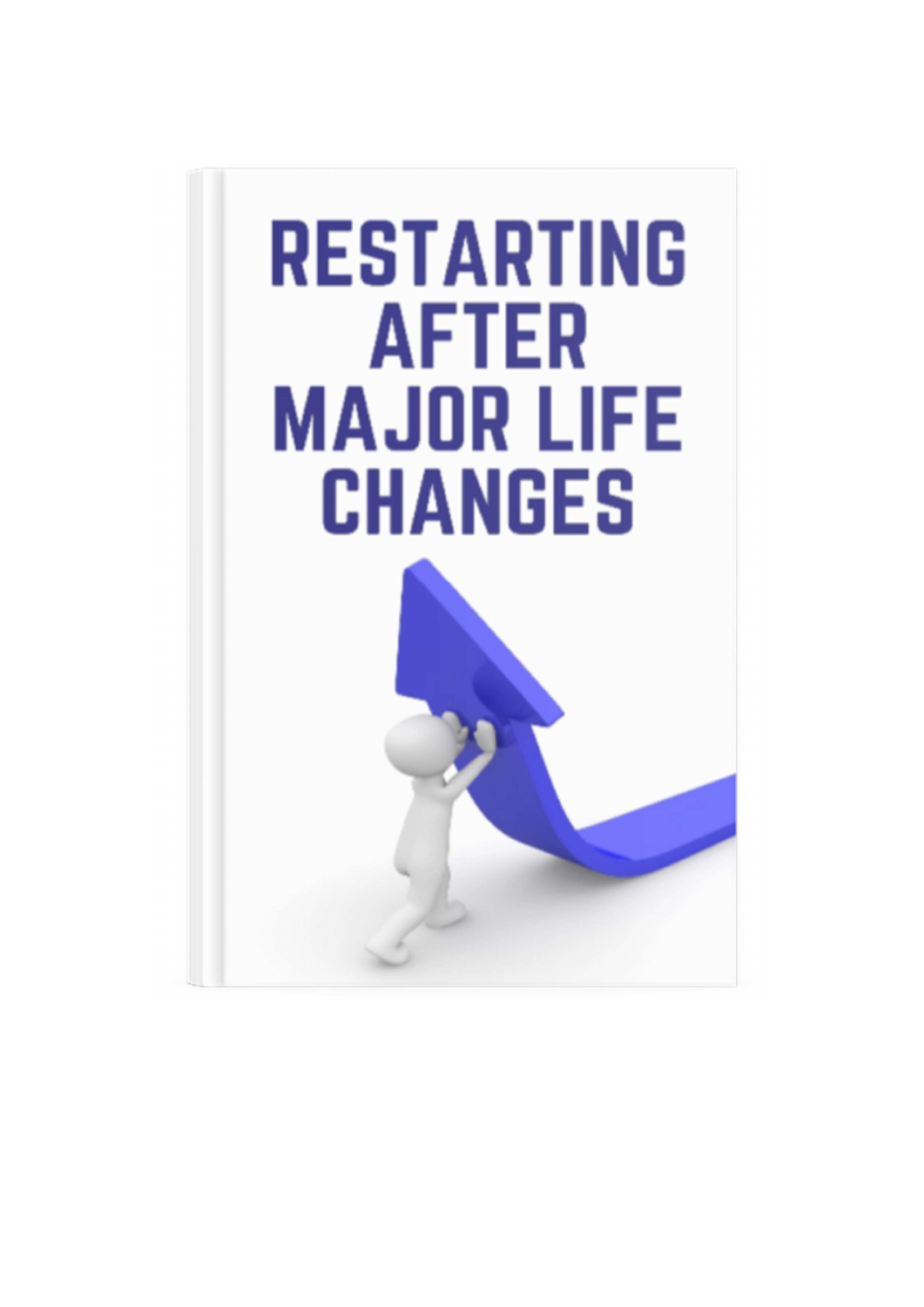# RESTARTING AFTER MAJOR LIFE CHANGES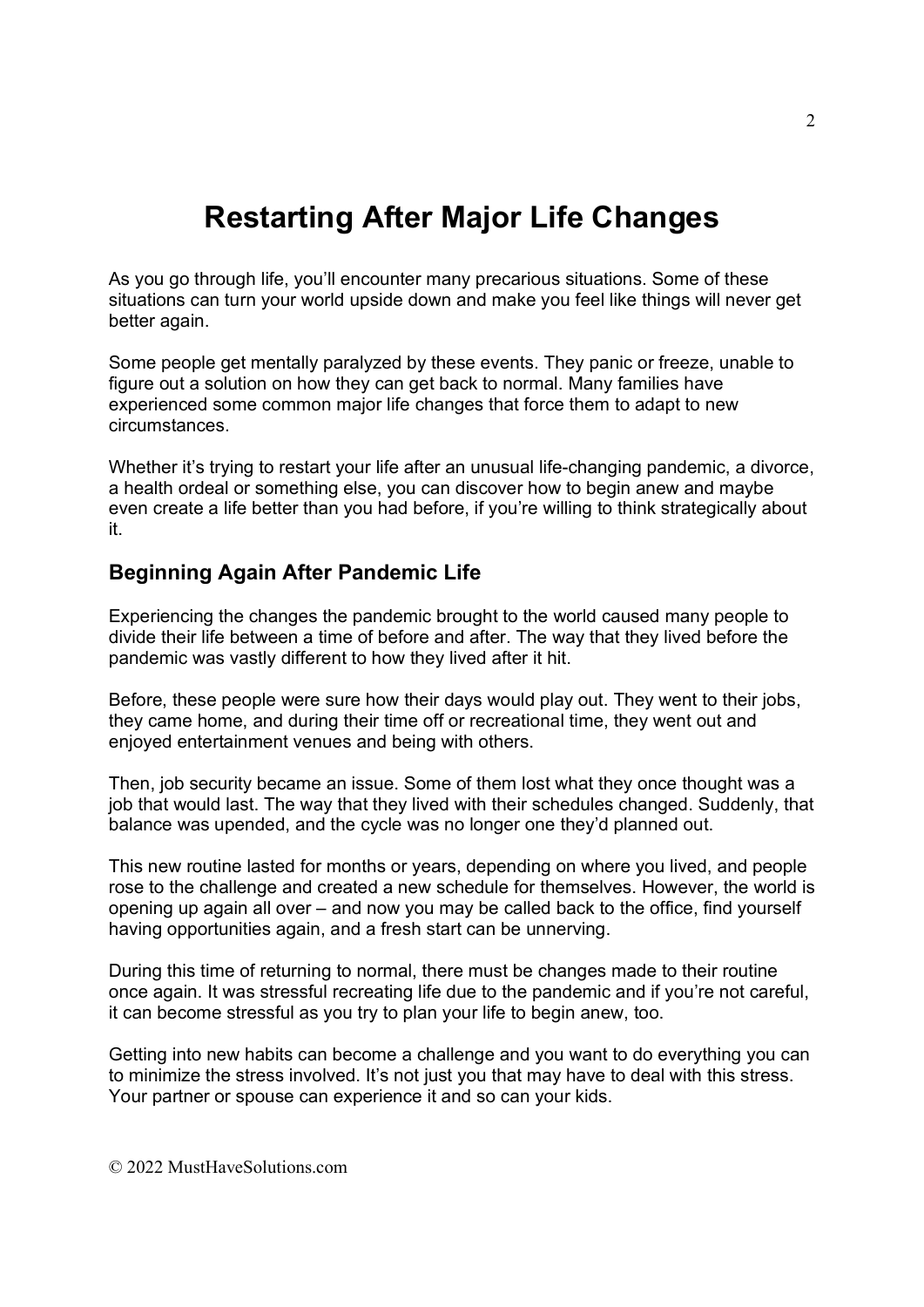# Restarting After Major Life Changes

As you go through life, you'll encounter many precarious situations. Some of these situations can turn your world upside down and make you feel like things will never get better again.

Some people get mentally paralyzed by these events. They panic or freeze, unable to figure out a solution on how they can get back to normal. Many families have experienced some common major life changes that force them to adapt to new circumstances.

Whether it's trying to restart your life after an unusual life-changing pandemic, a divorce, a health ordeal or something else, you can discover how to begin anew and maybe even create a life better than you had before, if you're willing to think strategically about it.

## Beginning Again After Pandemic Life

Experiencing the changes the pandemic brought to the world caused many people to divide their life between a time of before and after. The way that they lived before the pandemic was vastly different to how they lived after it hit.

Before, these people were sure how their days would play out. They went to their jobs, they came home, and during their time off or recreational time, they went out and enjoyed entertainment venues and being with others.

Then, job security became an issue. Some of them lost what they once thought was a job that would last. The way that they lived with their schedules changed. Suddenly, that balance was upended, and the cycle was no longer one they'd planned out.

This new routine lasted for months or years, depending on where you lived, and people rose to the challenge and created a new schedule for themselves. However, the world is opening up again all over – and now you may be called back to the office, find yourself having opportunities again, and a fresh start can be unnerving.

During this time of returning to normal, there must be changes made to their routine once again. It was stressful recreating life due to the pandemic and if you're not careful, it can become stressful as you try to plan your life to begin anew, too.

Getting into new habits can become a challenge and you want to do everything you can to minimize the stress involved. It's not just you that may have to deal with this stress. Your partner or spouse can experience it and so can your kids.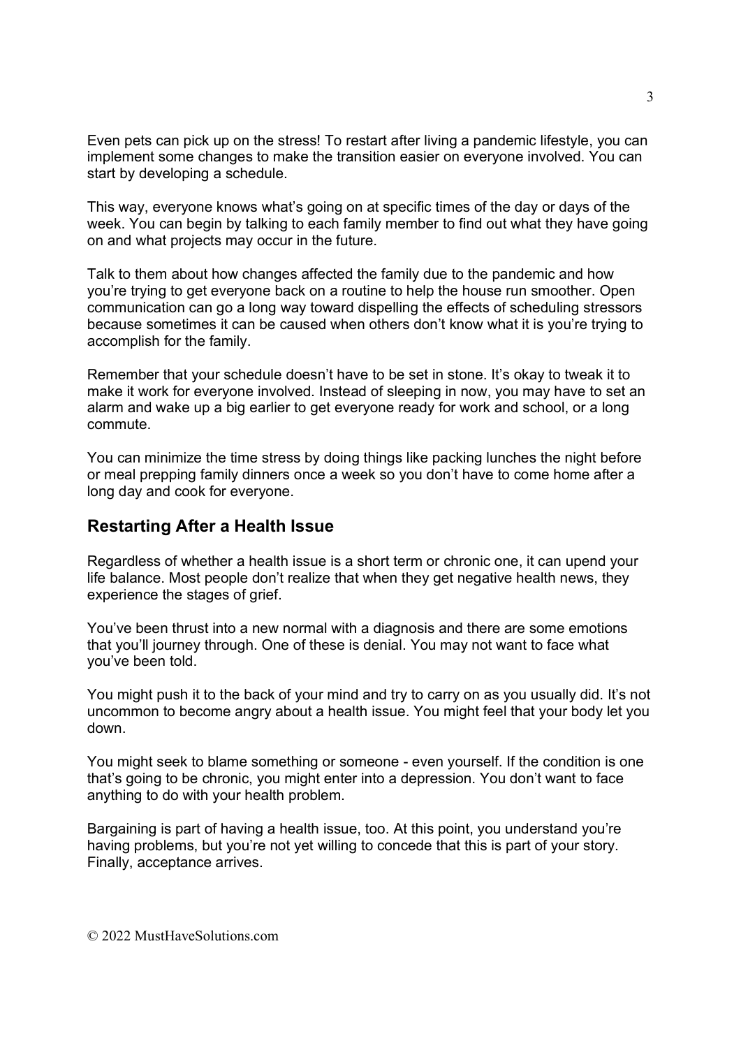Even pets can pick up on the stress! To restart after living a pandemic lifestyle, you can implement some changes to make the transition easier on everyone involved. You can start by developing a schedule.

This way, everyone knows what's going on at specific times of the day or days of the week. You can begin by talking to each family member to find out what they have going on and what projects may occur in the future.

Talk to them about how changes affected the family due to the pandemic and how you're trying to get everyone back on a routine to help the house run smoother. Open communication can go a long way toward dispelling the effects of scheduling stressors because sometimes it can be caused when others don't know what it is you're trying to accomplish for the family.

Remember that your schedule doesn't have to be set in stone. It's okay to tweak it to make it work for everyone involved. Instead of sleeping in now, you may have to set an alarm and wake up a big earlier to get everyone ready for work and school, or a long commute.

You can minimize the time stress by doing things like packing lunches the night before or meal prepping family dinners once a week so you don't have to come home after a long day and cook for everyone.

## Restarting After a Health Issue

Regardless of whether a health issue is a short term or chronic one, it can upend your life balance. Most people don't realize that when they get negative health news, they experience the stages of grief.

You've been thrust into a new normal with a diagnosis and there are some emotions that you'll journey through. One of these is denial. You may not want to face what you've been told.

You might push it to the back of your mind and try to carry on as you usually did. It's not uncommon to become angry about a health issue. You might feel that your body let you down.

You might seek to blame something or someone - even yourself. If the condition is one that's going to be chronic, you might enter into a depression. You don't want to face anything to do with your health problem.

Bargaining is part of having a health issue, too. At this point, you understand you're having problems, but you're not yet willing to concede that this is part of your story. Finally, acceptance arrives.

© 2022 MustHaveSolutions.com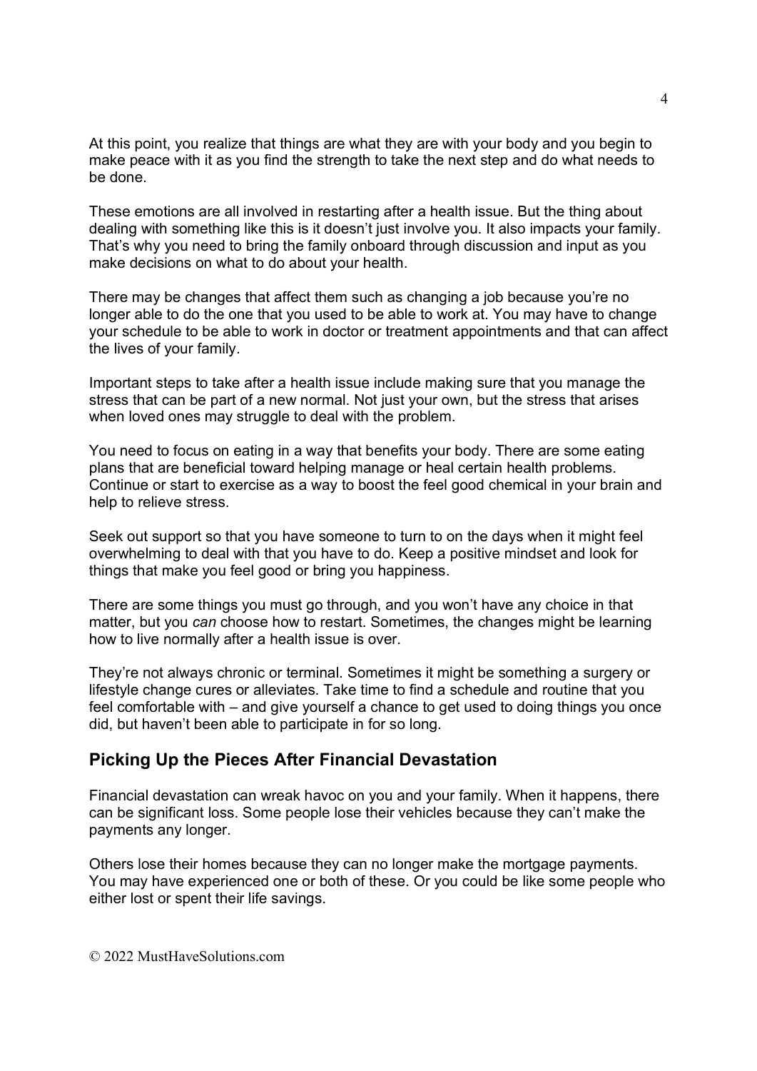At this point, you realize that things are what they are with your body and you begin to make peace with it as you find the strength to take the next step and do what needs to be done.

These emotions are all involved in restarting after a health issue. But the thing about dealing with something like this is it doesn't just involve you. It also impacts your family. That's why you need to bring the family onboard through discussion and input as you make decisions on what to do about your health.

There may be changes that affect them such as changing a job because you're no longer able to do the one that you used to be able to work at. You may have to change your schedule to be able to work in doctor or treatment appointments and that can affect the lives of your family.

Important steps to take after a health issue include making sure that you manage the stress that can be part of a new normal. Not just your own, but the stress that arises when loved ones may struggle to deal with the problem.

You need to focus on eating in a way that benefits your body. There are some eating plans that are beneficial toward helping manage or heal certain health problems. Continue or start to exercise as a way to boost the feel good chemical in your brain and help to relieve stress.

Seek out support so that you have someone to turn to on the days when it might feel overwhelming to deal with that you have to do. Keep a positive mindset and look for things that make you feel good or bring you happiness.

There are some things you must go through, and you won't have any choice in that matter, but you *can* choose how to restart. Sometimes, the changes might be learning how to live normally after a health issue is over.

They're not always chronic or terminal. Sometimes it might be something a surgery or lifestyle change cures or alleviates. Take time to find a schedule and routine that you feel comfortable with – and give yourself a chance to get used to doing things you once did, but haven't been able to participate in for so long.

## Picking Up the Pieces After Financial Devastation

Financial devastation can wreak havoc on you and your family. When it happens, there can be significant loss. Some people lose their vehicles because they can't make the payments any longer.

Others lose their homes because they can no longer make the mortgage payments. You may have experienced one or both of these. Or you could be like some people who either lost or spent their life savings.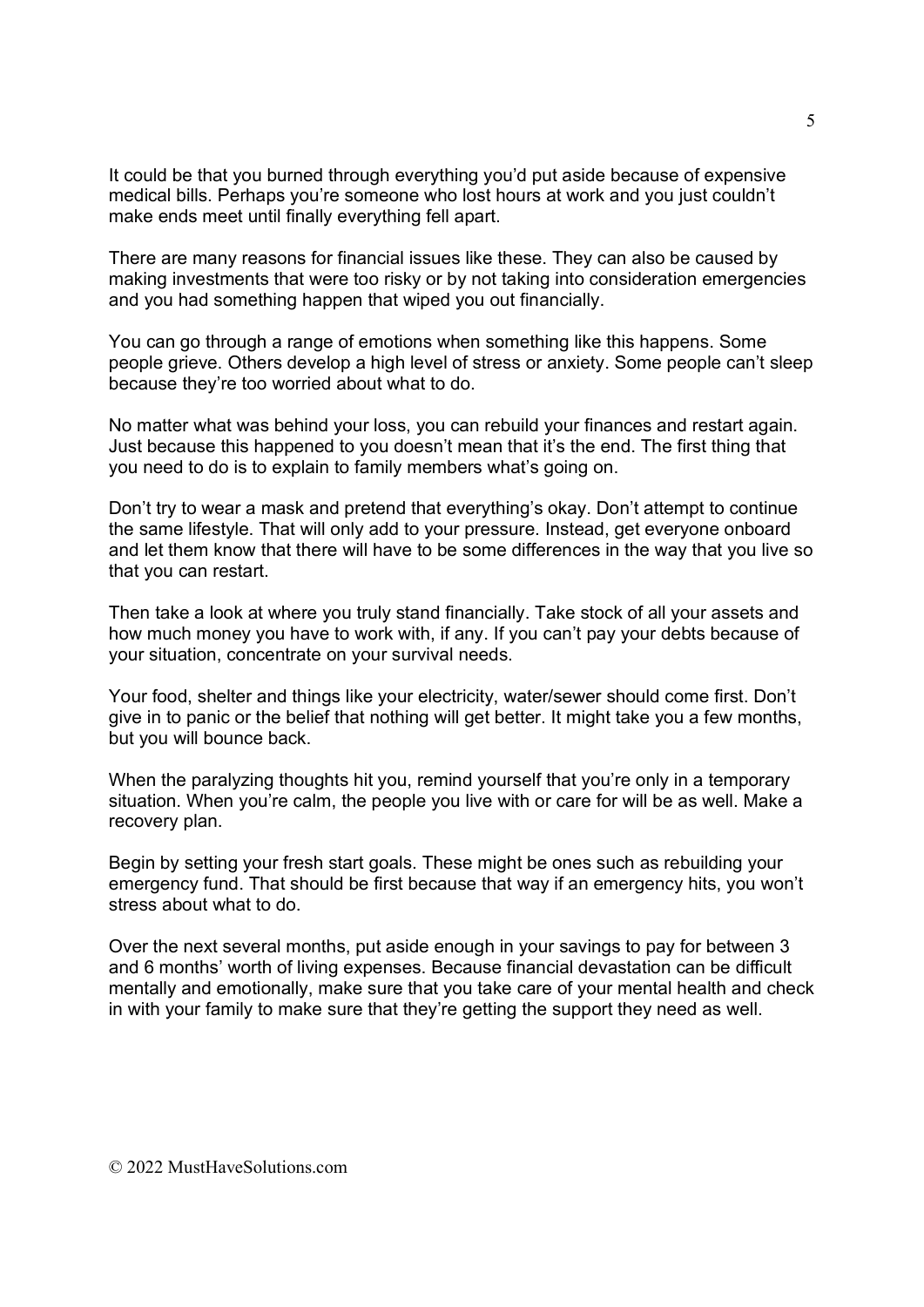It could be that you burned through everything you'd put aside because of expensive medical bills. Perhaps you're someone who lost hours at work and you just couldn't make ends meet until finally everything fell apart.

There are many reasons for financial issues like these. They can also be caused by making investments that were too risky or by not taking into consideration emergencies and you had something happen that wiped you out financially.

You can go through a range of emotions when something like this happens. Some people grieve. Others develop a high level of stress or anxiety. Some people can't sleep because they're too worried about what to do.

No matter what was behind your loss, you can rebuild your finances and restart again. Just because this happened to you doesn't mean that it's the end. The first thing that you need to do is to explain to family members what's going on.

Don't try to wear a mask and pretend that everything's okay. Don't attempt to continue the same lifestyle. That will only add to your pressure. Instead, get everyone onboard and let them know that there will have to be some differences in the way that you live so that you can restart.

Then take a look at where you truly stand financially. Take stock of all your assets and how much money you have to work with, if any. If you can't pay your debts because of your situation, concentrate on your survival needs.

Your food, shelter and things like your electricity, water/sewer should come first. Don't give in to panic or the belief that nothing will get better. It might take you a few months, but you will bounce back.

When the paralyzing thoughts hit you, remind yourself that you're only in a temporary situation. When you're calm, the people you live with or care for will be as well. Make a recovery plan.

Begin by setting your fresh start goals. These might be ones such as rebuilding your emergency fund. That should be first because that way if an emergency hits, you won't stress about what to do.

Over the next several months, put aside enough in your savings to pay for between 3 and 6 months' worth of living expenses. Because financial devastation can be difficult mentally and emotionally, make sure that you take care of your mental health and check in with your family to make sure that they're getting the support they need as well.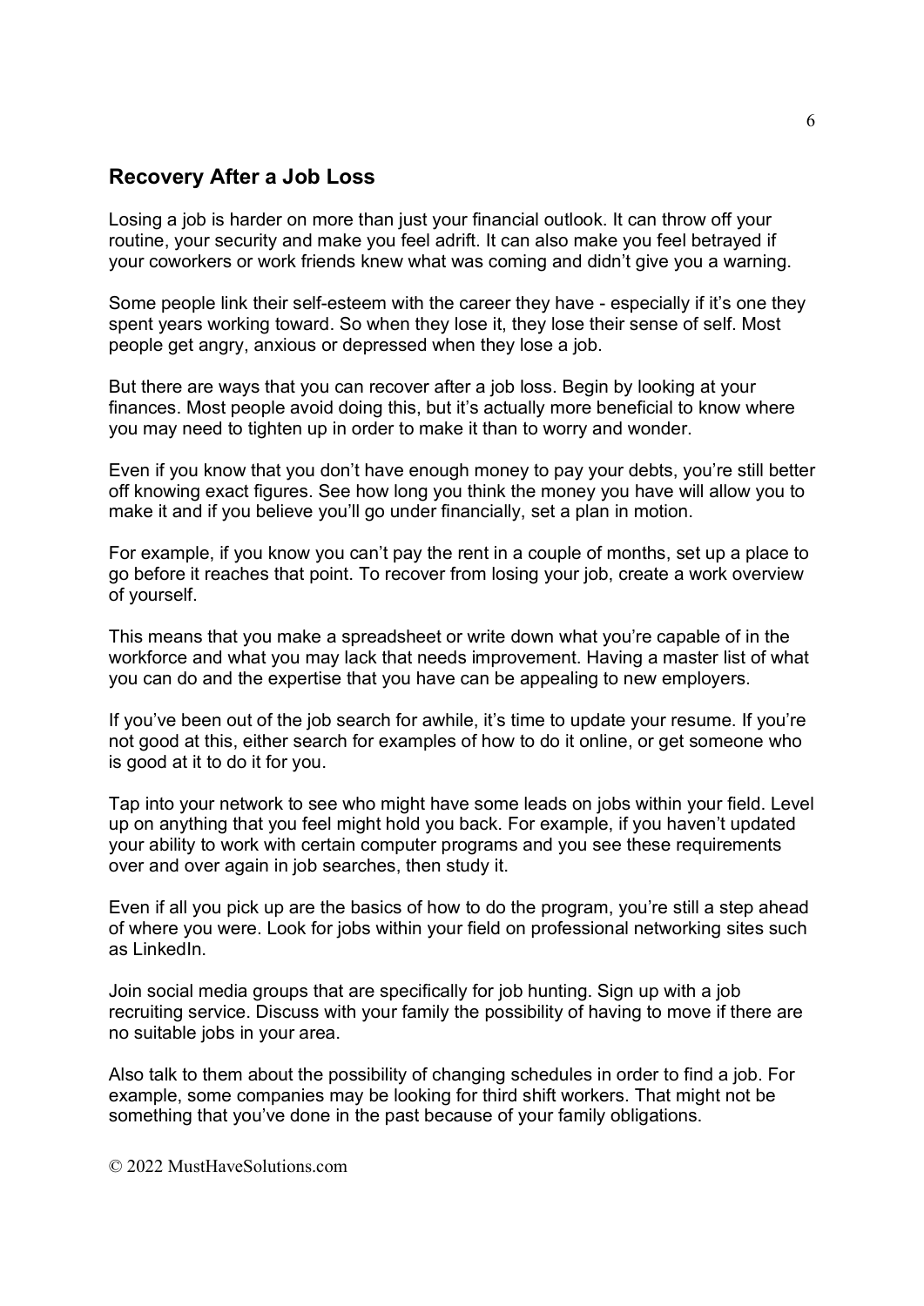## Recovery After a Job Loss

Losing a job is harder on more than just your financial outlook. It can throw off your routine, your security and make you feel adrift. It can also make you feel betrayed if your coworkers or work friends knew what was coming and didn't give you a warning.

Some people link their self-esteem with the career they have - especially if it's one they spent years working toward. So when they lose it, they lose their sense of self. Most people get angry, anxious or depressed when they lose a job.

But there are ways that you can recover after a job loss. Begin by looking at your finances. Most people avoid doing this, but it's actually more beneficial to know where you may need to tighten up in order to make it than to worry and wonder.

Even if you know that you don't have enough money to pay your debts, you're still better off knowing exact figures. See how long you think the money you have will allow you to make it and if you believe you'll go under financially, set a plan in motion.

For example, if you know you can't pay the rent in a couple of months, set up a place to go before it reaches that point. To recover from losing your job, create a work overview of yourself.

This means that you make a spreadsheet or write down what you're capable of in the workforce and what you may lack that needs improvement. Having a master list of what you can do and the expertise that you have can be appealing to new employers.

If you've been out of the job search for awhile, it's time to update your resume. If you're not good at this, either search for examples of how to do it online, or get someone who is good at it to do it for you.

Tap into your network to see who might have some leads on jobs within your field. Level up on anything that you feel might hold you back. For example, if you haven't updated your ability to work with certain computer programs and you see these requirements over and over again in job searches, then study it.

Even if all you pick up are the basics of how to do the program, you're still a step ahead of where you were. Look for jobs within your field on professional networking sites such as LinkedIn.

Join social media groups that are specifically for job hunting. Sign up with a job recruiting service. Discuss with your family the possibility of having to move if there are no suitable jobs in your area.

Also talk to them about the possibility of changing schedules in order to find a job. For example, some companies may be looking for third shift workers. That might not be something that you've done in the past because of your family obligations.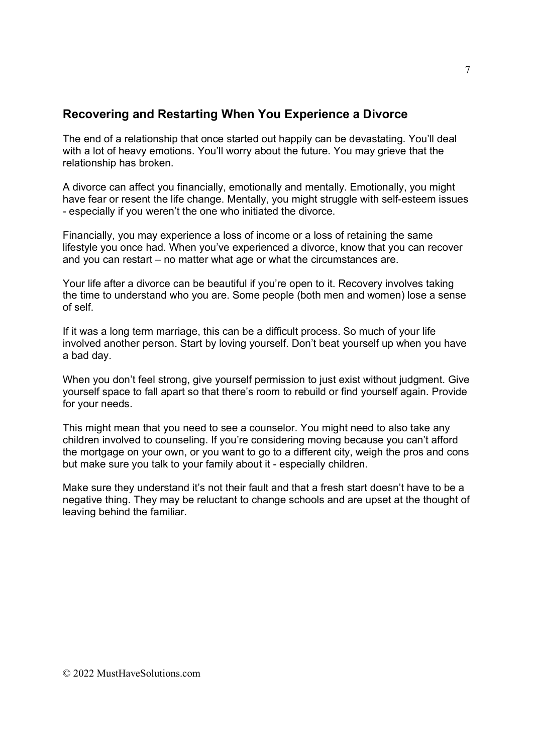## Recovering and Restarting When You Experience a Divorce

The end of a relationship that once started out happily can be devastating. You'll deal with a lot of heavy emotions. You'll worry about the future. You may grieve that the relationship has broken.

A divorce can affect you financially, emotionally and mentally. Emotionally, you might have fear or resent the life change. Mentally, you might struggle with self-esteem issues - especially if you weren't the one who initiated the divorce.

Financially, you may experience a loss of income or a loss of retaining the same lifestyle you once had. When you've experienced a divorce, know that you can recover and you can restart – no matter what age or what the circumstances are.

Your life after a divorce can be beautiful if you're open to it. Recovery involves taking the time to understand who you are. Some people (both men and women) lose a sense of self.

If it was a long term marriage, this can be a difficult process. So much of your life involved another person. Start by loving yourself. Don't beat yourself up when you have a bad day.

When you don't feel strong, give yourself permission to just exist without judgment. Give yourself space to fall apart so that there's room to rebuild or find yourself again. Provide for your needs.

This might mean that you need to see a counselor. You might need to also take any children involved to counseling. If you're considering moving because you can't afford the mortgage on your own, or you want to go to a different city, weigh the pros and cons but make sure you talk to your family about it - especially children.

Make sure they understand it's not their fault and that a fresh start doesn't have to be a negative thing. They may be reluctant to change schools and are upset at the thought of leaving behind the familiar.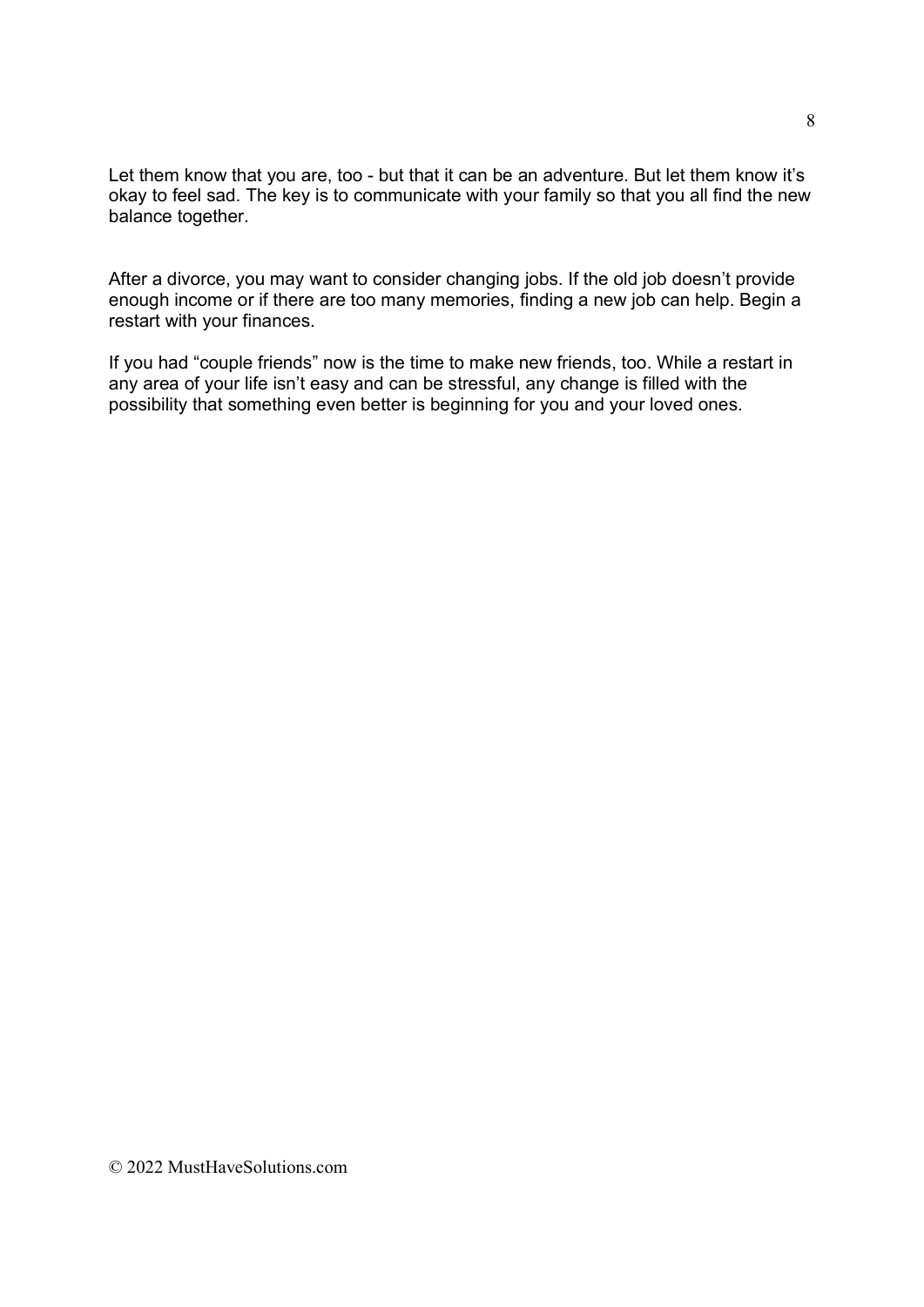Let them know that you are, too - but that it can be an adventure. But let them know it's okay to feel sad. The key is to communicate with your family so that you all find the new balance together.

After a divorce, you may want to consider changing jobs. If the old job doesn't provide enough income or if there are too many memories, finding a new job can help. Begin a restart with your finances.

If you had "couple friends" now is the time to make new friends, too. While a restart in any area of your life isn't easy and can be stressful, any change is filled with the possibility that something even better is beginning for you and your loved ones.